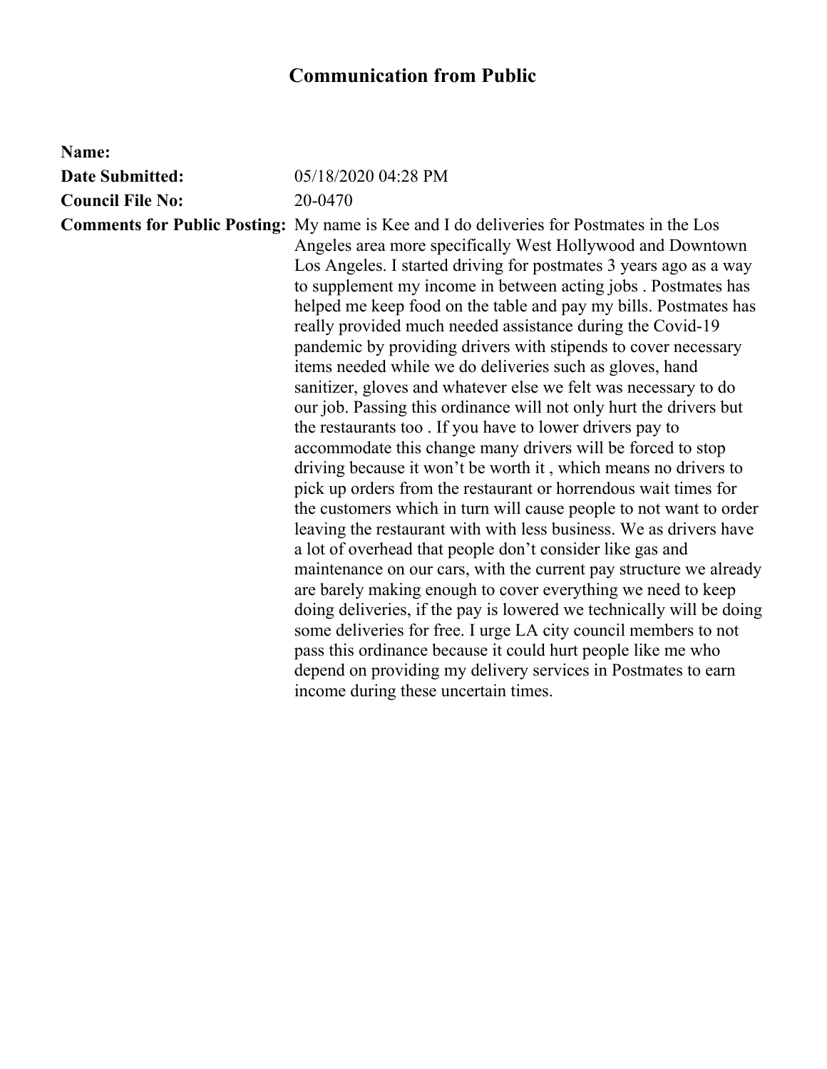# Communication from Public

**Name:**

**Date Submitted:** 05/18/2020 04:28 PM

**Council File No:** 20-0470

**Comments for Public Posting:** My name is Kee and I do deliveries for Postmates in the Los Angeles area more specifically West Hollywood and Downtown Los Angeles. I started driving for postmates 3 years ago as a way to supplement my income in between acting jobs . Postmates has helped me keep food on the table and pay my bills. Postmates has really provided much needed assistance during the Covid-19 pandemic by providing drivers with stipends to cover necessary items needed while we do deliveries such as gloves, hand sanitizer, gloves and whatever else we felt was necessary to do our job. Passing this ordinance will not only hurt the drivers but the restaurants too . If you have to lower drivers pay to accommodate this change many drivers will be forced to stop driving because it won't be worth it , which means no drivers to pick up orders from the restaurant or horrendous wait times for the customers which in turn will cause people to not want to order leaving the restaurant with with less business. We as drivers have a lot of overhead that people don't consider like gas and maintenance on our cars, with the current pay structure we already are barely making enough to cover everything we need to keep doing deliveries, if the pay is lowered we technically will be doing some deliveries for free. I urge LA city council members to not pass this ordinance because it could hurt people like me who depend on providing my delivery services in Postmates to earn income during these uncertain times.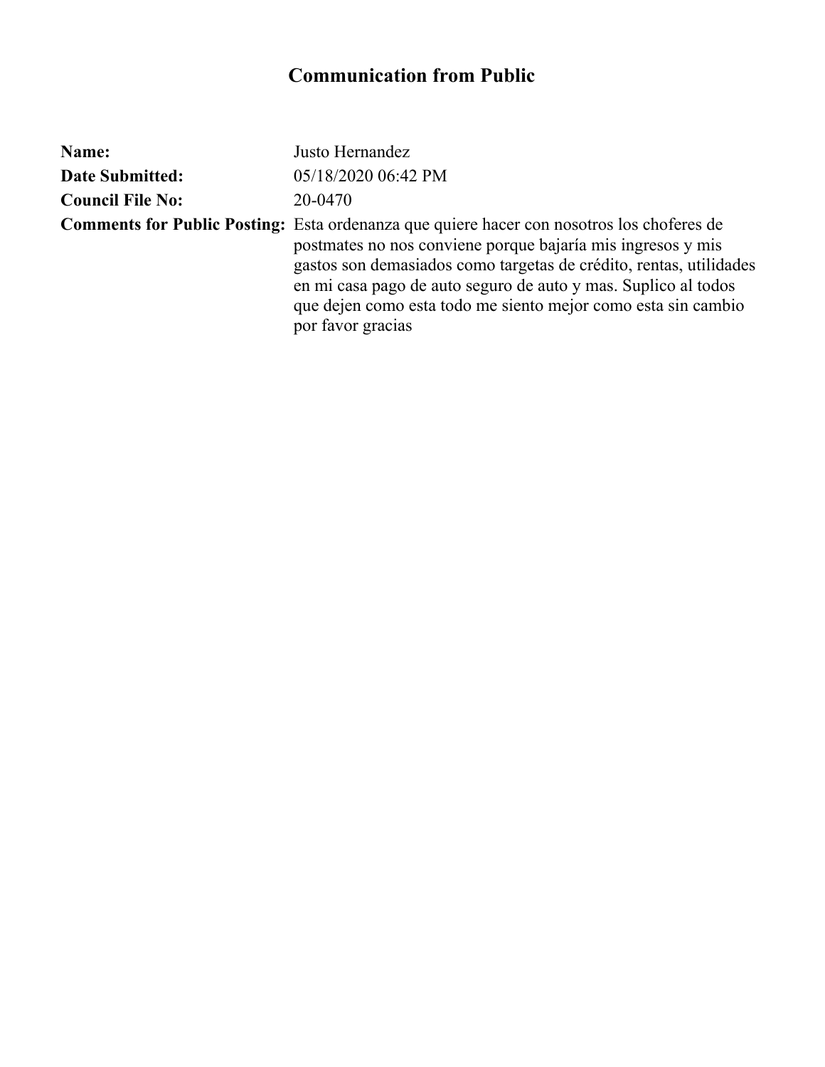# Communication from Public

**Name:** Justo Hernandez

**Date Submitted:** 05/18/2020 06:42 PM

**Council File No:** 20-0470

**Comments for Public Posting:** Esta ordenanza que quiere hacer con nosotros los choferes de postmates no nos conviene porque bajaría mis ingresos y mis gastos son demasiados como targetas de crédito, rentas, utilidades en mi casa pago de auto seguro de auto y mas. Suplico al todos que dejen como esta todo me siento mejor como esta sin cambio por favor gracias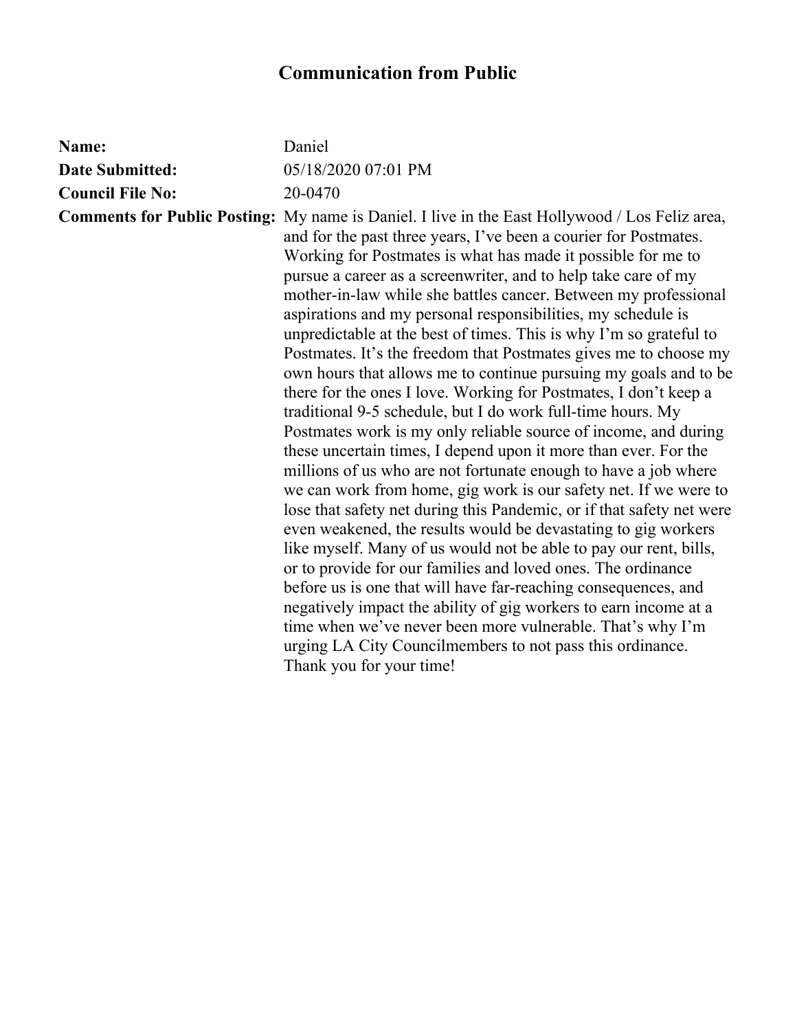# Communication from Public

**Name:** Daniel

**Date Submitted:** 05/18/2020 07:01 PM

**Council File No:** 20-0470

**Comments for Public Posting:** My name is Daniel. I live in the East Hollywood / Los Feliz area, and for the past three years, I've been a courier for Postmates. Working for Postmates is what has made it possible for me to pursue a career as a screenwriter, and to help take care of my mother-in-law while she battles cancer. Between my professional aspirations and my personal responsibilities, my schedule is unpredictable at the best of times. This is why I'm so grateful to Postmates. It's the freedom that Postmates gives me to choose my own hours that allows me to continue pursuing my goals and to be there for the ones I love. Working for Postmates, I don't keep a traditional 9-5 schedule, but I do work full-time hours. My Postmates work is my only reliable source of income, and during these uncertain times, I depend upon it more than ever. For the millions of us who are not fortunate enough to have a job where we can work from home, gig work is our safety net. If we were to lose that safety net during this Pandemic, or if that safety net were even weakened, the results would be devastating to gig workers like myself. Many of us would not be able to pay our rent, bills, or to provide for our families and loved ones. The ordinance before us is one that will have far-reaching consequences, and negatively impact the ability of gig workers to earn income at a time when we've never been more vulnerable. That's why I'm urging LA City Councilmembers to not pass this ordinance. Thank you for your time!